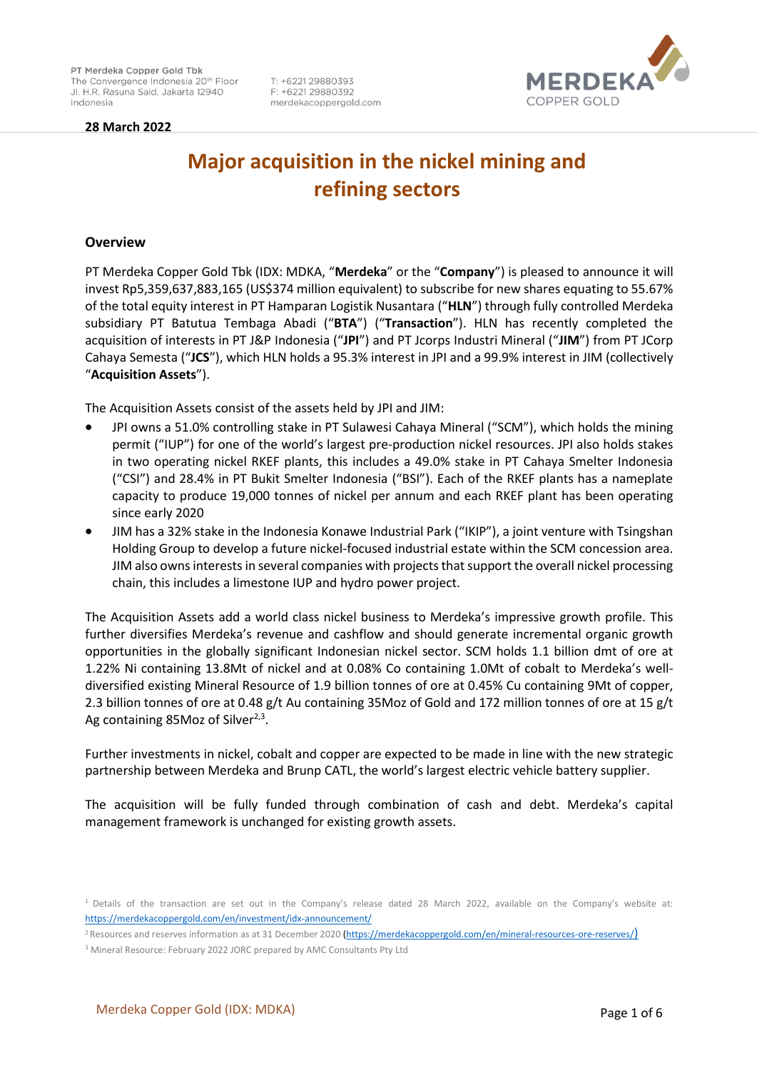PT Merdeka Copper Gold Tbk
The Convergence Indonesia 20th Floor
Jl. H.R. Rasuna Said, Jakarta 12940
Indonesia

T: +6221 29880393
F: +6221 29880392
merdekacoppergold.com

**28 March 2022**

# Major acquisition in the nickel mining and refining sectors

## Overview

PT Merdeka Copper Gold Tbk (IDX: MDKA, "**Merdeka**" or the "**Company**") is pleased to announce it will invest Rp5,359,637,883,165 (US$374 million equivalent) to subscribe for new shares equating to 55.67% of the total equity interest in PT Hamparan Logistik Nusantara ("**HLN**") through fully controlled Merdeka subsidiary PT Batutua Tembaga Abadi ("**BTA**") ("**Transaction**"). HLN has recently completed the acquisition of interests in PT J&P Indonesia ("**JPI**") and PT Jcorps Industri Mineral ("**JIM**") from PT JCorp Cahaya Semesta ("**JCS**"), which HLN holds a 95.3% interest in JPI and a 99.9% interest in JIM (collectively "**Acquisition Assets**").

The Acquisition Assets consist of the assets held by JPI and JIM:

- JPI owns a 51.0% controlling stake in PT Sulawesi Cahaya Mineral ("SCM"), which holds the mining permit ("IUP") for one of the world's largest pre-production nickel resources. JPI also holds stakes in two operating nickel RKEF plants, this includes a 49.0% stake in PT Cahaya Smelter Indonesia ("CSI") and 28.4% in PT Bukit Smelter Indonesia ("BSI"). Each of the RKEF plants has a nameplate capacity to produce 19,000 tonnes of nickel per annum and each RKEF plant has been operating since early 2020
- JIM has a 32% stake in the Indonesia Konawe Industrial Park ("IKIP"), a joint venture with Tsingshan Holding Group to develop a future nickel-focused industrial estate within the SCM concession area. JIM also owns interests in several companies with projects that support the overall nickel processing chain, this includes a limestone IUP and hydro power project.

The Acquisition Assets add a world class nickel business to Merdeka's impressive growth profile. This further diversifies Merdeka's revenue and cashflow and should generate incremental organic growth opportunities in the globally significant Indonesian nickel sector. SCM holds 1.1 billion dmt of ore at 1.22% Ni containing 13.8Mt of nickel and at 0.08% Co containing 1.0Mt of cobalt to Merdeka's well-diversified existing Mineral Resource of 1.9 billion tonnes of ore at 0.45% Cu containing 9Mt of copper, 2.3 billion tonnes of ore at 0.48 g/t Au containing 35Moz of Gold and 172 million tonnes of ore at 15 g/t Ag containing 85Moz of Silver[2,3].

Further investments in nickel, cobalt and copper are expected to be made in line with the new strategic partnership between Merdeka and Brunp CATL, the world's largest electric vehicle battery supplier.

The acquisition will be fully funded through combination of cash and debt. Merdeka's capital management framework is unchanged for existing growth assets.

[1] Details of the transaction are set out in the Company's release dated 28 March 2022, available on the Company's website at: https://merdekacoppergold.com/en/investment/idx-announcement/

[2] Resources and reserves information as at 31 December 2020 (https://merdekacoppergold.com/en/mineral-resources-ore-reserves/)

[3] Mineral Resource: February 2022 JORC prepared by AMC Consultants Pty Ltd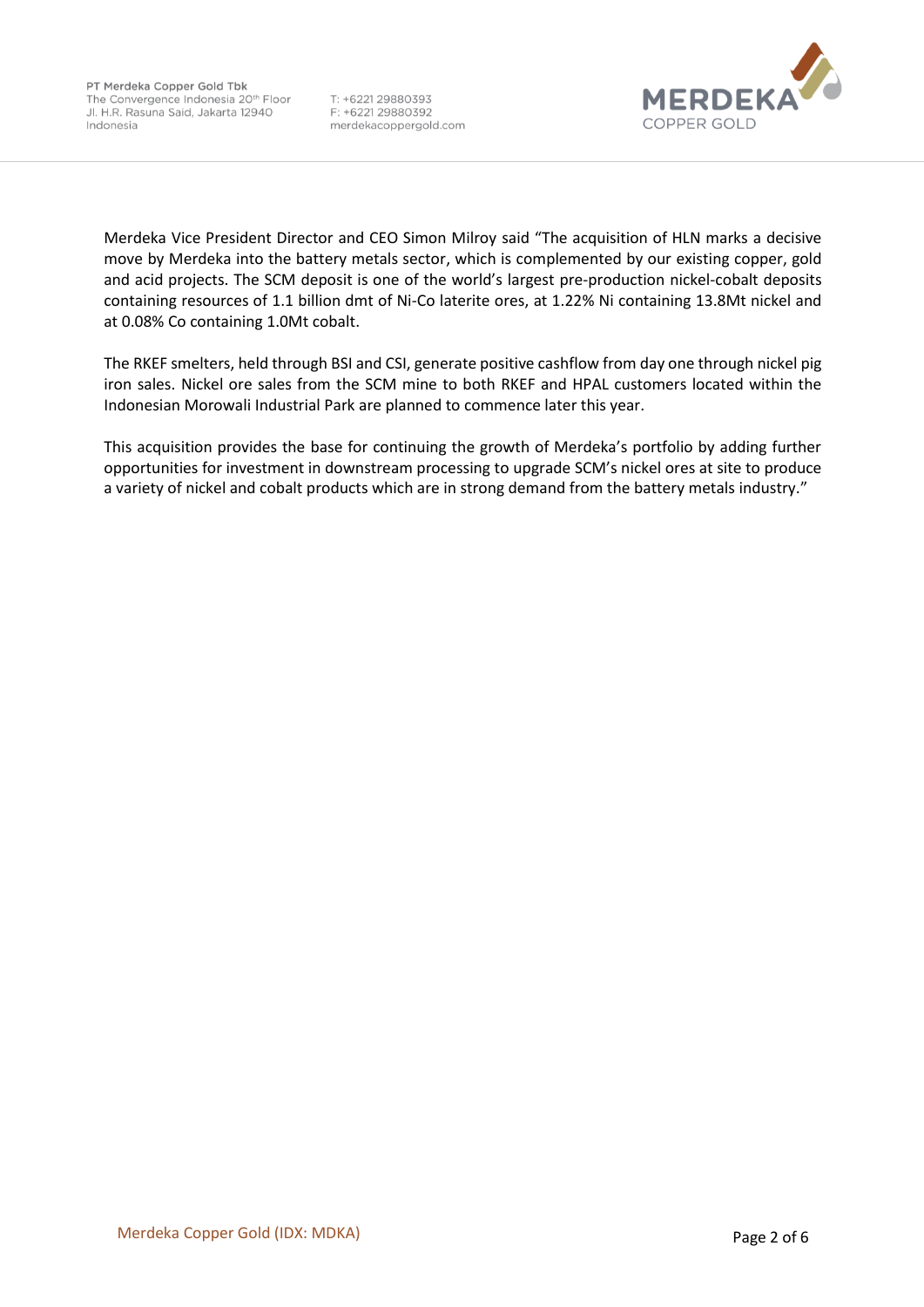Merdeka Vice President Director and CEO Simon Milroy said "The acquisition of HLN marks a decisive move by Merdeka into the battery metals sector, which is complemented by our existing copper, gold and acid projects. The SCM deposit is one of the world's largest pre-production nickel-cobalt deposits containing resources of 1.1 billion dmt of Ni-Co laterite ores, at 1.22% Ni containing 13.8Mt nickel and at 0.08% Co containing 1.0Mt cobalt.

The RKEF smelters, held through BSI and CSI, generate positive cashflow from day one through nickel pig iron sales. Nickel ore sales from the SCM mine to both RKEF and HPAL customers located within the Indonesian Morowali Industrial Park are planned to commence later this year.

This acquisition provides the base for continuing the growth of Merdeka's portfolio by adding further opportunities for investment in downstream processing to upgrade SCM's nickel ores at site to produce a variety of nickel and cobalt products which are in strong demand from the battery metals industry."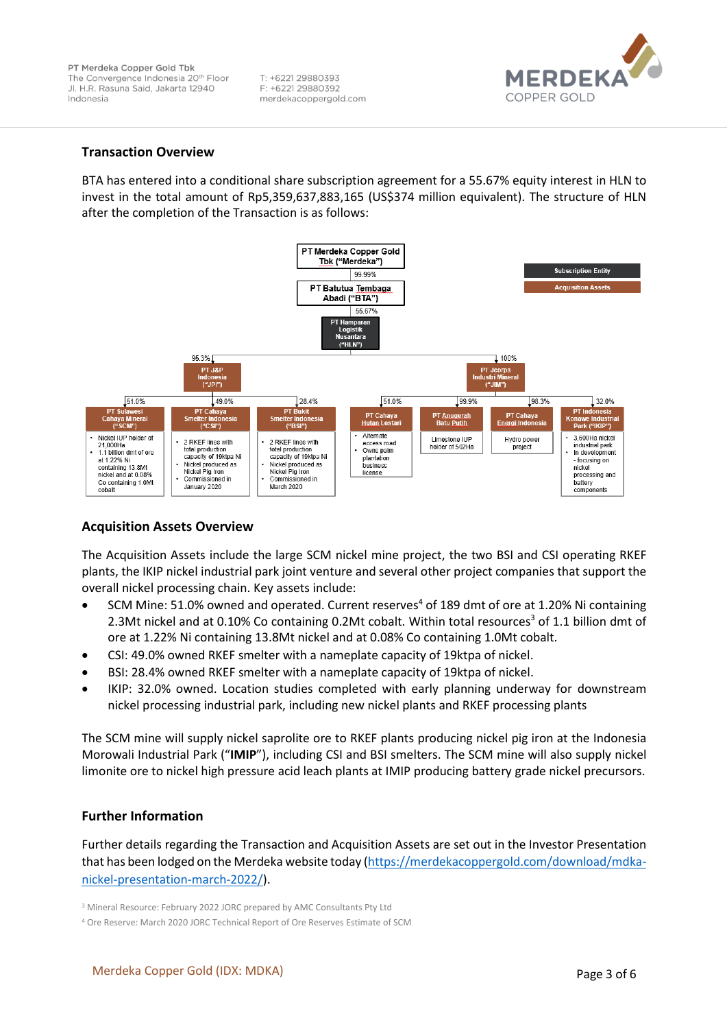## Transaction Overview

BTA has entered into a conditional share subscription agreement for a 55.67% equity interest in HLN to invest in the total amount of Rp5,359,637,883,165 (US$374 million equivalent). The structure of HLN after the completion of the Transaction is as follows:

- **PT Merdeka Copper Gold Tbk ("Merdeka")**
  - 99.99% → **PT Batutua Tembaga Abadi ("BTA")**
    - 55.67% → **PT Hamparan Logistik Nusantara ("HLN")** (Subscription Entity)
      - 95.3% → **PT J&P Indonesia ("JPI")**
        - 51.0% → **PT Sulawesi Cahaya Mineral ("SCM")**
          - Nickel IUP holder of 21,000Ha
          - 1.1 billion dmt of ore at 1.22% Ni containing 13.8Mt nickel and at 0.08% Co containing 1.0Mt cobalt
        - 49.0% → **PT Cahaya Smelter Indonesia ("CSI")**
          - 2 RKEF lines with total production capacity of 19ktpa Ni
          - Nickel produced as Nickel Pig Iron
          - Commissioned in January 2020
        - 28.4% → **PT Bukit Smelter Indonesia ("BSI")**
          - 2 RKEF lines with total production capacity of 19ktpa Ni
          - Nickel produced as Nickel Pig Iron
          - Commissioned in March 2020
      - 100% → **PT Jcorps Industri Mineral ("JIM")**
        - 51.0% → **PT Cahaya Hutan Lestari**
          - Alternate access road
          - Owns palm plantation business license
        - 99.9% → **PT Anugerah Batu Putih**
          - Limestone IUP holder of 502Ha
        - 98.3% → **PT Cahaya Energi Indonesia**
          - Hydro power project
        - 32.0% → **PT Indonesia Konawe Industrial Park ("IKIP")**
          - 3,600Ha nickel industrial park
          - In development - focusing on nickel processing and battery components

Subscription Entity: HLN. Acquisition Assets: JPI, JIM, SCM, CSI, BSI, PT Cahaya Hutan Lestari, PT Anugerah Batu Putih, PT Cahaya Energi Indonesia, IKIP.

## Acquisition Assets Overview

The Acquisition Assets include the large SCM nickel mine project, the two BSI and CSI operating RKEF plants, the IKIP nickel industrial park joint venture and several other project companies that support the overall nickel processing chain. Key assets include:

- SCM Mine: 51.0% owned and operated. Current reserves[4] of 189 dmt of ore at 1.20% Ni containing 2.3Mt nickel and at 0.10% Co containing 0.2Mt cobalt. Within total resources[3] of 1.1 billion dmt of ore at 1.22% Ni containing 13.8Mt nickel and at 0.08% Co containing 1.0Mt cobalt.
- CSI: 49.0% owned RKEF smelter with a nameplate capacity of 19ktpa of nickel.
- BSI: 28.4% owned RKEF smelter with a nameplate capacity of 19ktpa of nickel.
- IKIP: 32.0% owned. Location studies completed with early planning underway for downstream nickel processing industrial park, including new nickel plants and RKEF processing plants

The SCM mine will supply nickel saprolite ore to RKEF plants producing nickel pig iron at the Indonesia Morowali Industrial Park ("**IMIP**"), including CSI and BSI smelters. The SCM mine will also supply nickel limonite ore to nickel high pressure acid leach plants at IMIP producing battery grade nickel precursors.

## Further Information

Further details regarding the Transaction and Acquisition Assets are set out in the Investor Presentation that has been lodged on the Merdeka website today (https://merdekacoppergold.com/download/mdka-nickel-presentation-march-2022/).

[3] Mineral Resource: February 2022 JORC prepared by AMC Consultants Pty Ltd

[4] Ore Reserve: March 2020 JORC Technical Report of Ore Reserves Estimate of SCM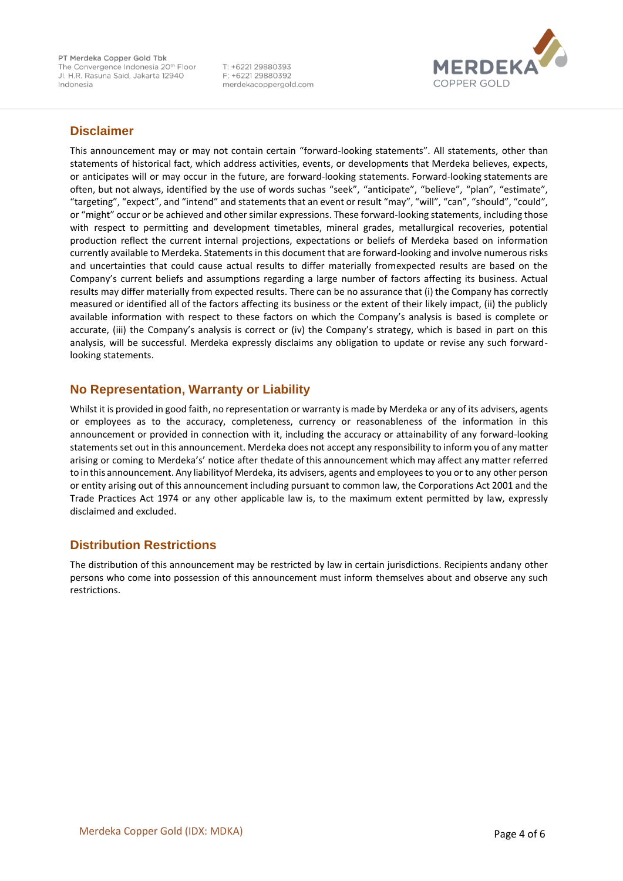## Disclaimer

This announcement may or may not contain certain "forward-looking statements". All statements, other than statements of historical fact, which address activities, events, or developments that Merdeka believes, expects, or anticipates will or may occur in the future, are forward-looking statements. Forward-looking statements are often, but not always, identified by the use of words suchas "seek", "anticipate", "believe", "plan", "estimate", "targeting", "expect", and "intend" and statements that an event or result "may", "will", "can", "should", "could", or "might" occur or be achieved and other similar expressions. These forward-looking statements, including those with respect to permitting and development timetables, mineral grades, metallurgical recoveries, potential production reflect the current internal projections, expectations or beliefs of Merdeka based on information currently available to Merdeka. Statements in this document that are forward-looking and involve numerous risks and uncertainties that could cause actual results to differ materially fromexpected results are based on the Company's current beliefs and assumptions regarding a large number of factors affecting its business. Actual results may differ materially from expected results. There can be no assurance that (i) the Company has correctly measured or identified all of the factors affecting its business or the extent of their likely impact, (ii) the publicly available information with respect to these factors on which the Company's analysis is based is complete or accurate, (iii) the Company's analysis is correct or (iv) the Company's strategy, which is based in part on this analysis, will be successful. Merdeka expressly disclaims any obligation to update or revise any such forward-looking statements.

## No Representation, Warranty or Liability

Whilst it is provided in good faith, no representation or warranty is made by Merdeka or any of its advisers, agents or employees as to the accuracy, completeness, currency or reasonableness of the information in this announcement or provided in connection with it, including the accuracy or attainability of any forward-looking statements set out in this announcement. Merdeka does not accept any responsibility to inform you of any matter arising or coming to Merdeka's' notice after thedate of this announcement which may affect any matter referred to in this announcement. Any liabilityof Merdeka, its advisers, agents and employees to you or to any other person or entity arising out of this announcement including pursuant to common law, the Corporations Act 2001 and the Trade Practices Act 1974 or any other applicable law is, to the maximum extent permitted by law, expressly disclaimed and excluded.

## Distribution Restrictions

The distribution of this announcement may be restricted by law in certain jurisdictions. Recipients andany other persons who come into possession of this announcement must inform themselves about and observe any such restrictions.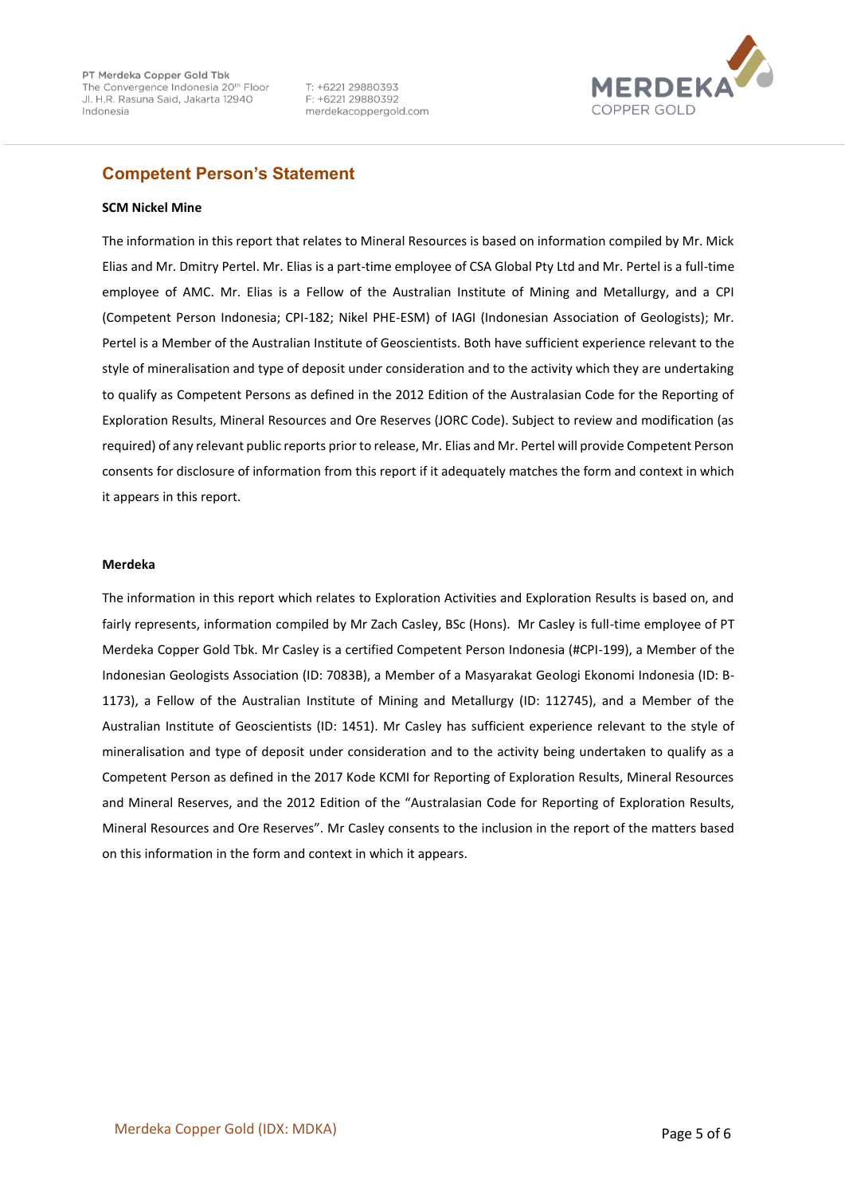## Competent Person's Statement

**SCM Nickel Mine**

The information in this report that relates to Mineral Resources is based on information compiled by Mr. Mick Elias and Mr. Dmitry Pertel. Mr. Elias is a part-time employee of CSA Global Pty Ltd and Mr. Pertel is a full-time employee of AMC. Mr. Elias is a Fellow of the Australian Institute of Mining and Metallurgy, and a CPI (Competent Person Indonesia; CPI-182; Nikel PHE-ESM) of IAGI (Indonesian Association of Geologists); Mr. Pertel is a Member of the Australian Institute of Geoscientists. Both have sufficient experience relevant to the style of mineralisation and type of deposit under consideration and to the activity which they are undertaking to qualify as Competent Persons as defined in the 2012 Edition of the Australasian Code for the Reporting of Exploration Results, Mineral Resources and Ore Reserves (JORC Code). Subject to review and modification (as required) of any relevant public reports prior to release, Mr. Elias and Mr. Pertel will provide Competent Person consents for disclosure of information from this report if it adequately matches the form and context in which it appears in this report.

**Merdeka**

The information in this report which relates to Exploration Activities and Exploration Results is based on, and fairly represents, information compiled by Mr Zach Casley, BSc (Hons). Mr Casley is full-time employee of PT Merdeka Copper Gold Tbk. Mr Casley is a certified Competent Person Indonesia (#CPI-199), a Member of the Indonesian Geologists Association (ID: 7083B), a Member of a Masyarakat Geologi Ekonomi Indonesia (ID: B-1173), a Fellow of the Australian Institute of Mining and Metallurgy (ID: 112745), and a Member of the Australian Institute of Geoscientists (ID: 1451). Mr Casley has sufficient experience relevant to the style of mineralisation and type of deposit under consideration and to the activity being undertaken to qualify as a Competent Person as defined in the 2017 Kode KCMI for Reporting of Exploration Results, Mineral Resources and Mineral Reserves, and the 2012 Edition of the "Australasian Code for Reporting of Exploration Results, Mineral Resources and Ore Reserves". Mr Casley consents to the inclusion in the report of the matters based on this information in the form and context in which it appears.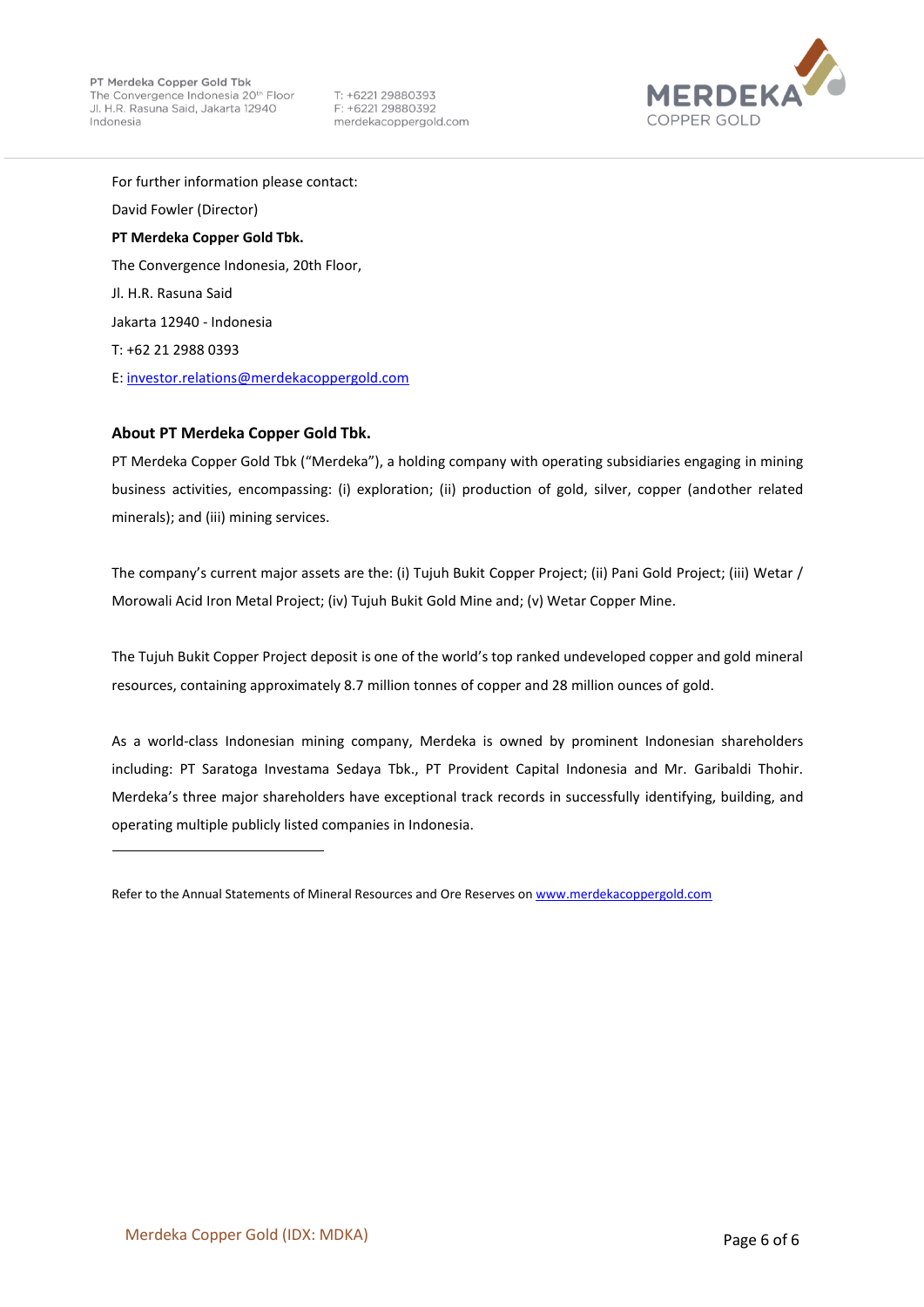For further information please contact:

David Fowler (Director)

**PT Merdeka Copper Gold Tbk.**

The Convergence Indonesia, 20th Floor,

Jl. H.R. Rasuna Said

Jakarta 12940 - Indonesia

T: +62 21 2988 0393

E: investor.relations@merdekacoppergold.com

## About PT Merdeka Copper Gold Tbk.

PT Merdeka Copper Gold Tbk ("Merdeka"), a holding company with operating subsidiaries engaging in mining business activities, encompassing: (i) exploration; (ii) production of gold, silver, copper (andother related minerals); and (iii) mining services.

The company's current major assets are the: (i) Tujuh Bukit Copper Project; (ii) Pani Gold Project; (iii) Wetar / Morowali Acid Iron Metal Project; (iv) Tujuh Bukit Gold Mine and; (v) Wetar Copper Mine.

The Tujuh Bukit Copper Project deposit is one of the world's top ranked undeveloped copper and gold mineral resources, containing approximately 8.7 million tonnes of copper and 28 million ounces of gold.

As a world-class Indonesian mining company, Merdeka is owned by prominent Indonesian shareholders including: PT Saratoga Investama Sedaya Tbk., PT Provident Capital Indonesia and Mr. Garibaldi Thohir. Merdeka's three major shareholders have exceptional track records in successfully identifying, building, and operating multiple publicly listed companies in Indonesia.

---

Refer to the Annual Statements of Mineral Resources and Ore Reserves on www.merdekacoppergold.com